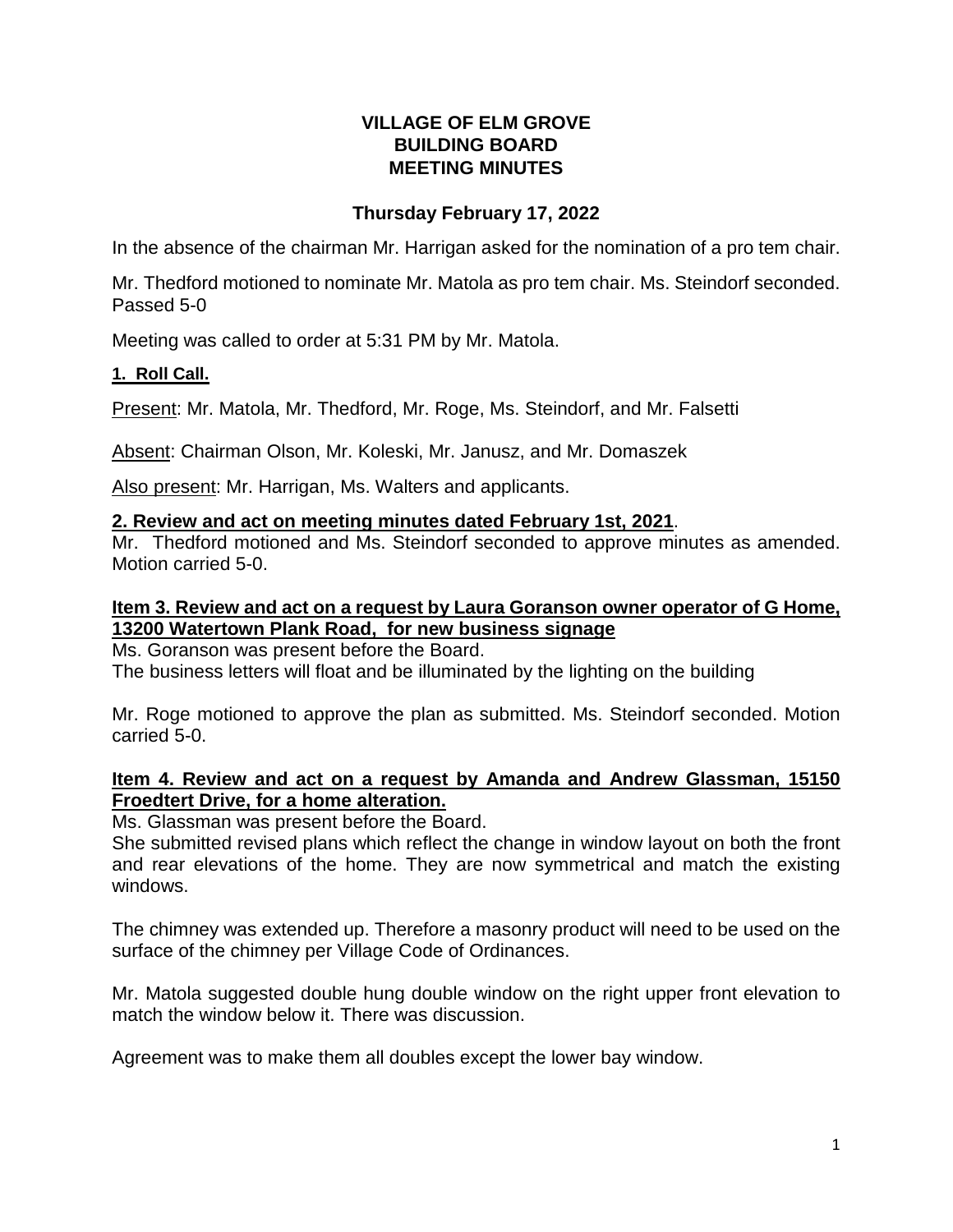# VILLAGE OF ELM GROVE
# BUILDING BOARD
# MEETING MINUTES

### Thursday February 17, 2022

In the absence of the chairman Mr. Harrigan asked for the nomination of a pro tem chair.

Mr. Thedford motioned to nominate Mr. Matola as pro tem chair. Ms. Steindorf seconded. Passed 5-0

Meeting was called to order at 5:31 PM by Mr. Matola.

**1. Roll Call.**

Present: Mr. Matola, Mr. Thedford, Mr. Roge, Ms. Steindorf, and Mr. Falsetti

Absent: Chairman Olson, Mr. Koleski, Mr. Janusz, and Mr. Domaszek

Also present: Mr. Harrigan, Ms. Walters and applicants.

**2. Review and act on meeting minutes dated February 1st, 2021.**

Mr. Thedford motioned and Ms. Steindorf seconded to approve minutes as amended. Motion carried 5-0.

**Item 3. Review and act on a request by Laura Goranson owner operator of G Home, 13200 Watertown Plank Road, for new business signage**

Ms. Goranson was present before the Board.

The business letters will float and be illuminated by the lighting on the building

Mr. Roge motioned to approve the plan as submitted. Ms. Steindorf seconded. Motion carried 5-0.

**Item 4. Review and act on a request by Amanda and Andrew Glassman, 15150 Froedtert Drive, for a home alteration.**

Ms. Glassman was present before the Board.

She submitted revised plans which reflect the change in window layout on both the front and rear elevations of the home. They are now symmetrical and match the existing windows.

The chimney was extended up. Therefore a masonry product will need to be used on the surface of the chimney per Village Code of Ordinances.

Mr. Matola suggested double hung double window on the right upper front elevation to match the window below it. There was discussion.

Agreement was to make them all doubles except the lower bay window.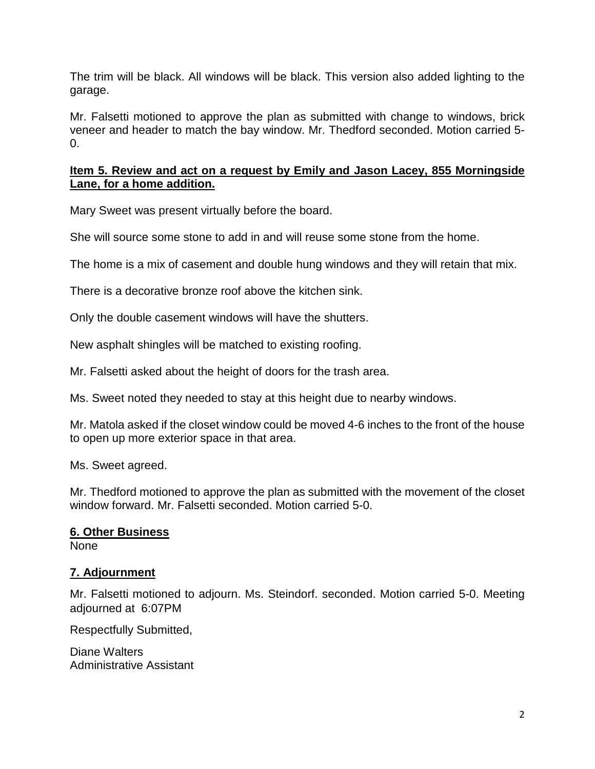The trim will be black. All windows will be black. This version also added lighting to the garage.

Mr. Falsetti motioned to approve the plan as submitted with change to windows, brick veneer and header to match the bay window. Mr. Thedford seconded. Motion carried 5-0.

**Item 5. Review and act on a request by Emily and Jason Lacey, 855 Morningside Lane, for a home addition.**

Mary Sweet was present virtually before the board.

She will source some stone to add in and will reuse some stone from the home.

The home is a mix of casement and double hung windows and they will retain that mix.

There is a decorative bronze roof above the kitchen sink.

Only the double casement windows will have the shutters.

New asphalt shingles will be matched to existing roofing.

Mr. Falsetti asked about the height of doors for the trash area.

Ms. Sweet noted they needed to stay at this height due to nearby windows.

Mr. Matola asked if the closet window could be moved 4-6 inches to the front of the house to open up more exterior space in that area.

Ms. Sweet agreed.

Mr. Thedford motioned to approve the plan as submitted with the movement of the closet window forward. Mr. Falsetti seconded. Motion carried 5-0.

**6. Other Business**

None

**7. Adjournment**

Mr. Falsetti motioned to adjourn. Ms. Steindorf. seconded. Motion carried 5-0. Meeting adjourned at 6:07PM

Respectfully Submitted,

Diane Walters
Administrative Assistant